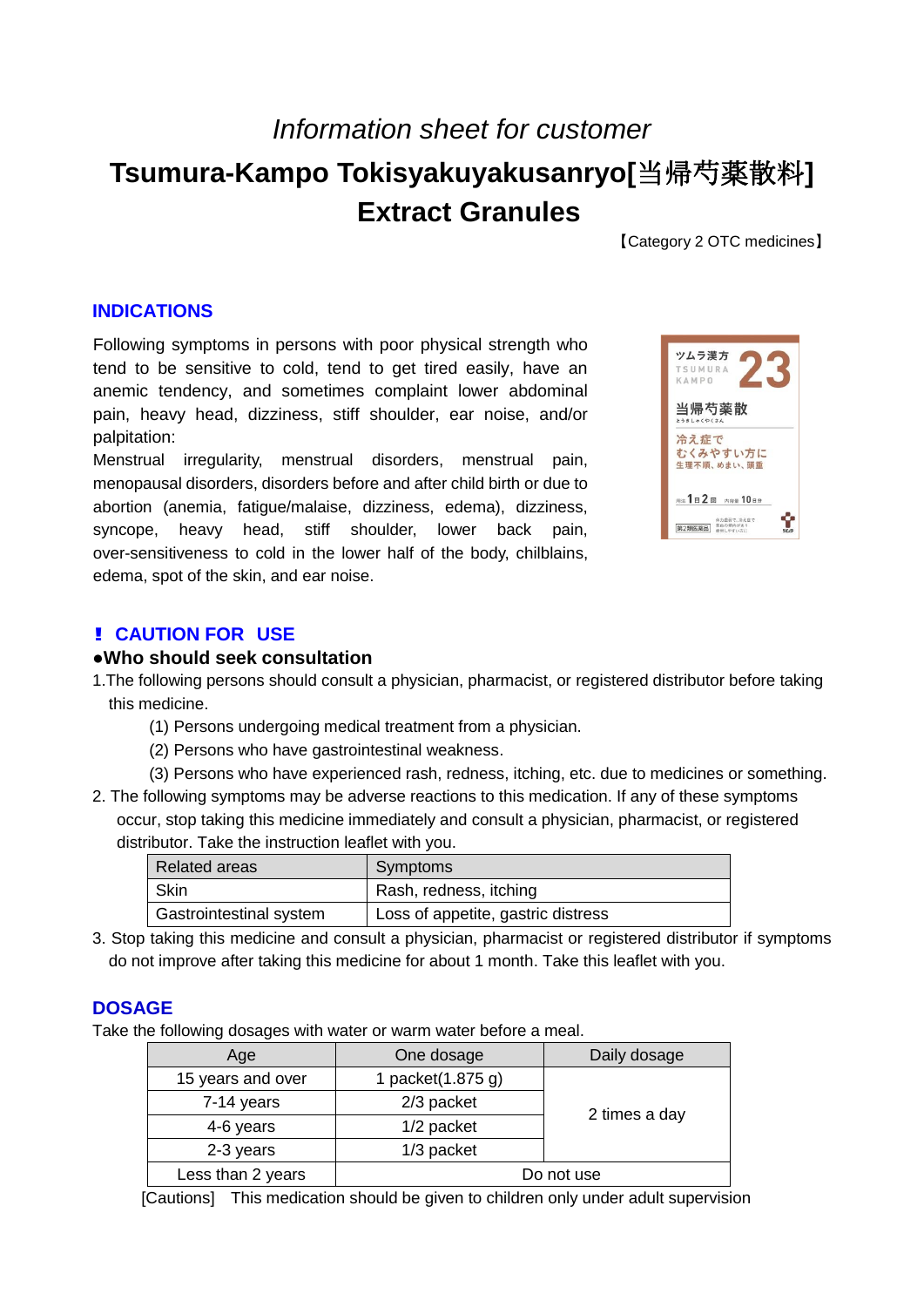*Information sheet for customer*

# Tsumura-Kampo Tokisyakuyakusanryo[当帰芍薬散料] Extract Granules

【Category 2 OTC medicines】

## INDICATIONS

Following symptoms in persons with poor physical strength who tend to be sensitive to cold, tend to get tired easily, have an anemic tendency, and sometimes complaint lower abdominal pain, heavy head, dizziness, stiff shoulder, ear noise, and/or palpitation:

Menstrual irregularity, menstrual disorders, menstrual pain, menopausal disorders, disorders before and after child birth or due to abortion (anemia, fatigue/malaise, dizziness, edema), dizziness, syncope, heavy head, stiff shoulder, lower back pain, over-sensitiveness to cold in the lower half of the body, chilblains, edema, spot of the skin, and ear noise.

## ! CAUTION FOR USE

### ●Who should seek consultation

1. The following persons should consult a physician, pharmacist, or registered distributor before taking this medicine.
   (1) Persons undergoing medical treatment from a physician.
   (2) Persons who have gastrointestinal weakness.
   (3) Persons who have experienced rash, redness, itching, etc. due to medicines or something.
2. The following symptoms may be adverse reactions to this medication. If any of these symptoms occur, stop taking this medicine immediately and consult a physician, pharmacist, or registered distributor. Take the instruction leaflet with you.

| Related areas | Symptoms |
|---|---|
| Skin | Rash, redness, itching |
| Gastrointestinal system | Loss of appetite, gastric distress |

3. Stop taking this medicine and consult a physician, pharmacist or registered distributor if symptoms do not improve after taking this medicine for about 1 month. Take this leaflet with you.

## DOSAGE

Take the following dosages with water or warm water before a meal.

| Age | One dosage | Daily dosage |
|---|---|---|
| 15 years and over | 1 packet(1.875 g) | 2 times a day |
| 7-14 years | 2/3 packet | |
| 4-6 years | 1/2 packet | |
| 2-3 years | 1/3 packet | |
| Less than 2 years | Do not use | |

[Cautions]  This medication should be given to children only under adult supervision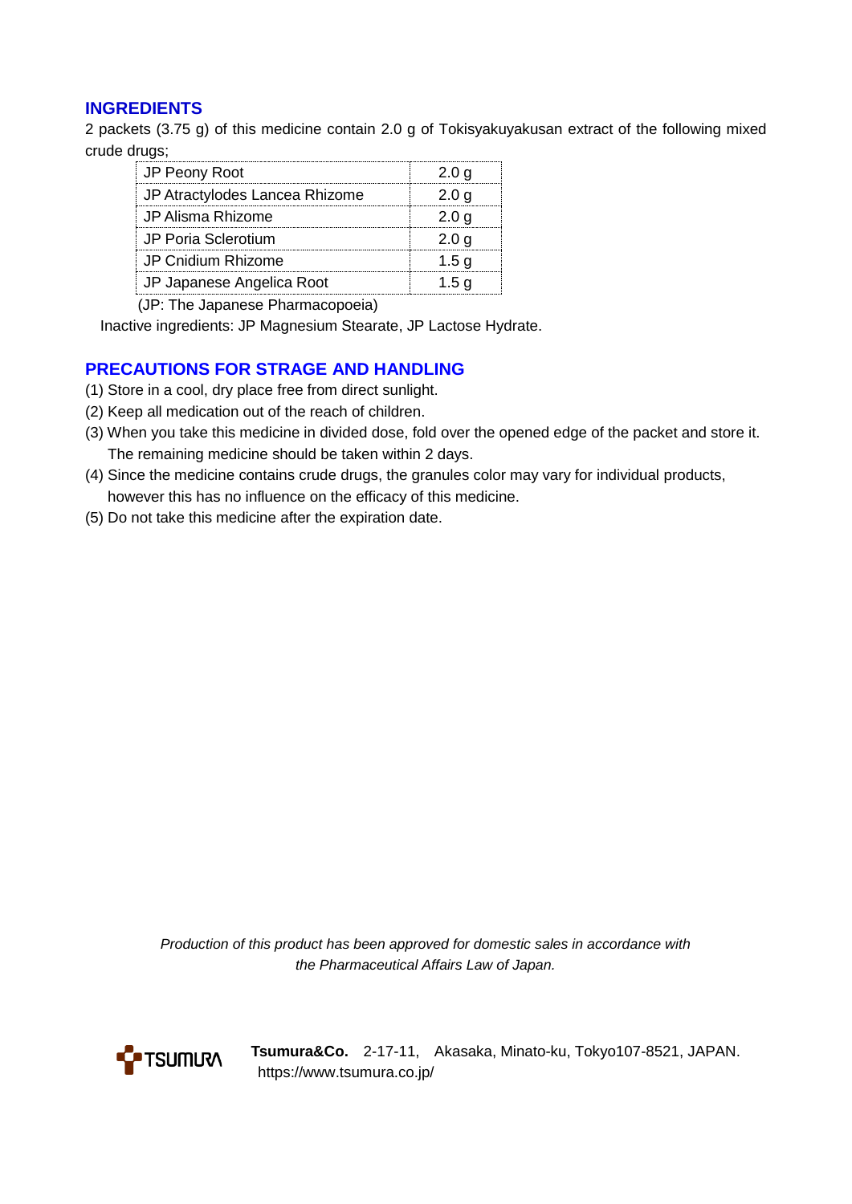## INGREDIENTS

2 packets (3.75 g) of this medicine contain 2.0 g of Tokisyakuyakusan extract of the following mixed crude drugs;

| | |
|---|---|
| JP Peony Root | 2.0 g |
| JP Atractylodes Lancea Rhizome | 2.0 g |
| JP Alisma Rhizome | 2.0 g |
| JP Poria Sclerotium | 2.0 g |
| JP Cnidium Rhizome | 1.5 g |
| JP Japanese Angelica Root | 1.5 g |

(JP: The Japanese Pharmacopoeia)

Inactive ingredients: JP Magnesium Stearate, JP Lactose Hydrate.

## PRECAUTIONS FOR STRAGE AND HANDLING

(1) Store in a cool, dry place free from direct sunlight.
(2) Keep all medication out of the reach of children.
(3) When you take this medicine in divided dose, fold over the opened edge of the packet and store it. The remaining medicine should be taken within 2 days.
(4) Since the medicine contains crude drugs, the granules color may vary for individual products, however this has no influence on the efficacy of this medicine.
(5) Do not take this medicine after the expiration date.

*Production of this product has been approved for domestic sales in accordance with the Pharmaceutical Affairs Law of Japan.*

TSUMURA

**Tsumura&Co.** 2-17-11, Akasaka, Minato-ku, Tokyo107-8521, JAPAN.
https://www.tsumura.co.jp/